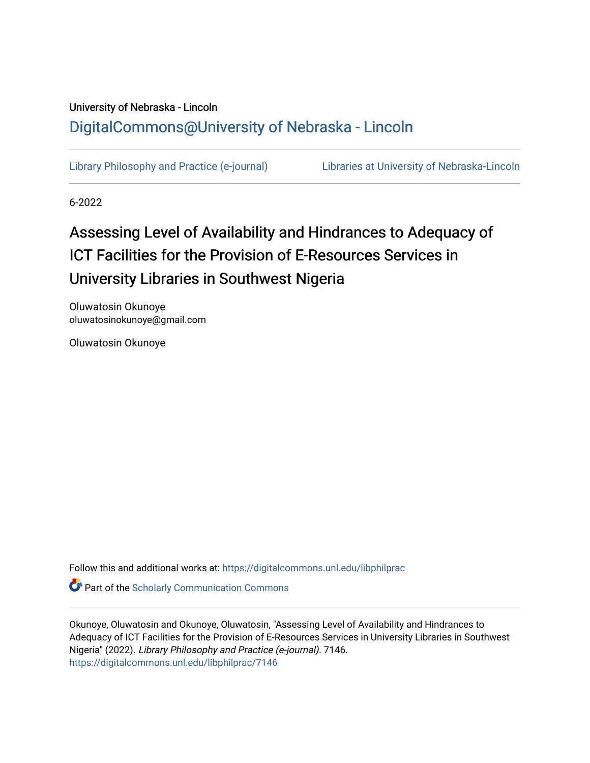University of Nebraska - Lincoln

DigitalCommons@University of Nebraska - Lincoln

Library Philosophy and Practice (e-journal)

Libraries at University of Nebraska-Lincoln

6-2022

# Assessing Level of Availability and Hindrances to Adequacy of ICT Facilities for the Provision of E-Resources Services in University Libraries in Southwest Nigeria

Oluwatosin Okunoye
oluwatosinokunoye@gmail.com

Oluwatosin Okunoye

Follow this and additional works at: https://digitalcommons.unl.edu/libphilprac

Part of the Scholarly Communication Commons

Okunoye, Oluwatosin and Okunoye, Oluwatosin, "Assessing Level of Availability and Hindrances to Adequacy of ICT Facilities for the Provision of E-Resources Services in University Libraries in Southwest Nigeria" (2022). *Library Philosophy and Practice (e-journal)*. 7146.
https://digitalcommons.unl.edu/libphilprac/7146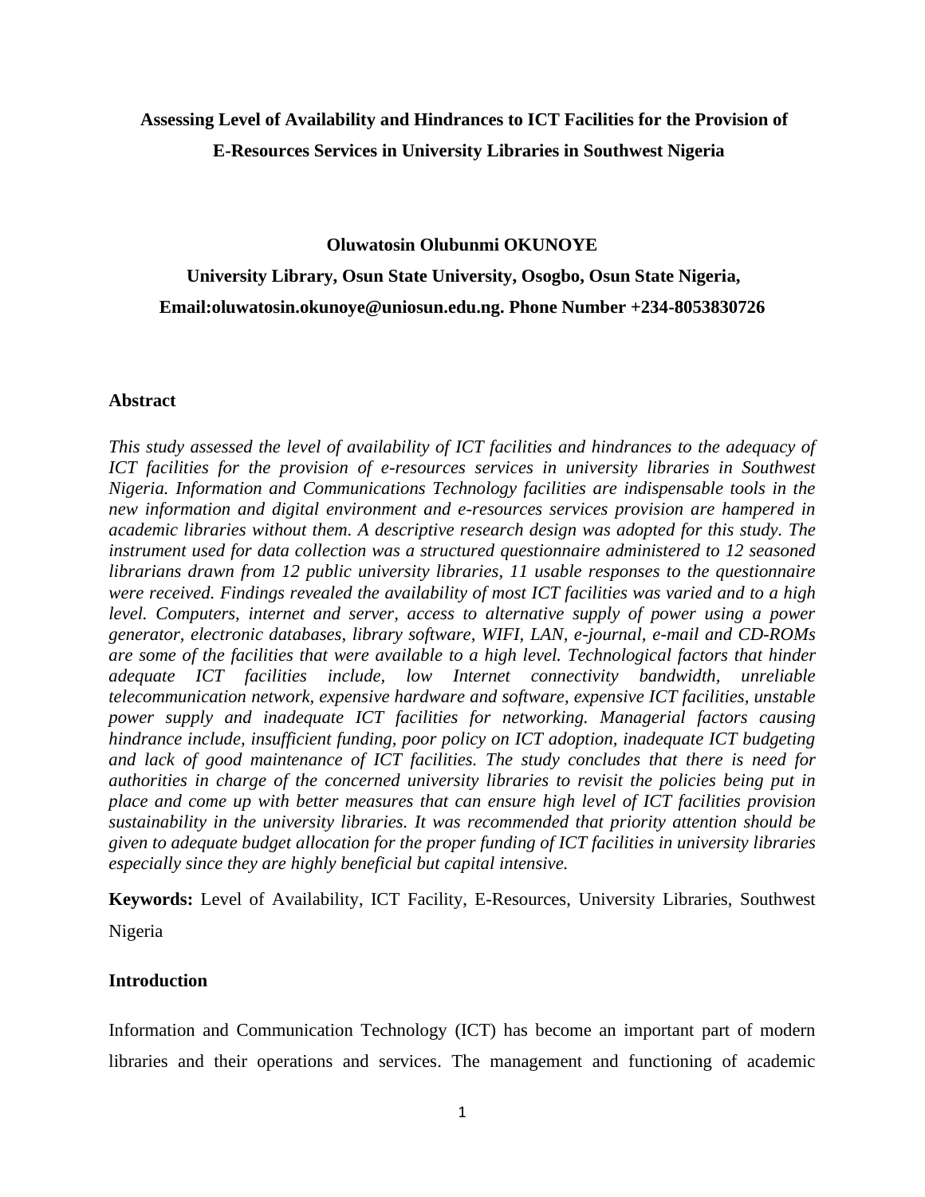**Assessing Level of Availability and Hindrances to ICT Facilities for the Provision of E-Resources Services in University Libraries in Southwest Nigeria**

**Oluwatosin Olubunmi OKUNOYE**

**University Library, Osun State University, Osogbo, Osun State Nigeria,**

**Email:oluwatosin.okunoye@uniosun.edu.ng. Phone Number +234-8053830726**

## Abstract

*This study assessed the level of availability of ICT facilities and hindrances to the adequacy of ICT facilities for the provision of e-resources services in university libraries in Southwest Nigeria. Information and Communications Technology facilities are indispensable tools in the new information and digital environment and e-resources services provision are hampered in academic libraries without them. A descriptive research design was adopted for this study. The instrument used for data collection was a structured questionnaire administered to 12 seasoned librarians drawn from 12 public university libraries, 11 usable responses to the questionnaire were received. Findings revealed the availability of most ICT facilities was varied and to a high level. Computers, internet and server, access to alternative supply of power using a power generator, electronic databases, library software, WIFI, LAN, e-journal, e-mail and CD-ROMs are some of the facilities that were available to a high level. Technological factors that hinder adequate ICT facilities include, low Internet connectivity bandwidth, unreliable telecommunication network, expensive hardware and software, expensive ICT facilities, unstable power supply and inadequate ICT facilities for networking. Managerial factors causing hindrance include, insufficient funding, poor policy on ICT adoption, inadequate ICT budgeting and lack of good maintenance of ICT facilities. The study concludes that there is need for authorities in charge of the concerned university libraries to revisit the policies being put in place and come up with better measures that can ensure high level of ICT facilities provision sustainability in the university libraries. It was recommended that priority attention should be given to adequate budget allocation for the proper funding of ICT facilities in university libraries especially since they are highly beneficial but capital intensive.*

**Keywords:** Level of Availability, ICT Facility, E-Resources, University Libraries, Southwest Nigeria

## Introduction

Information and Communication Technology (ICT) has become an important part of modern libraries and their operations and services. The management and functioning of academic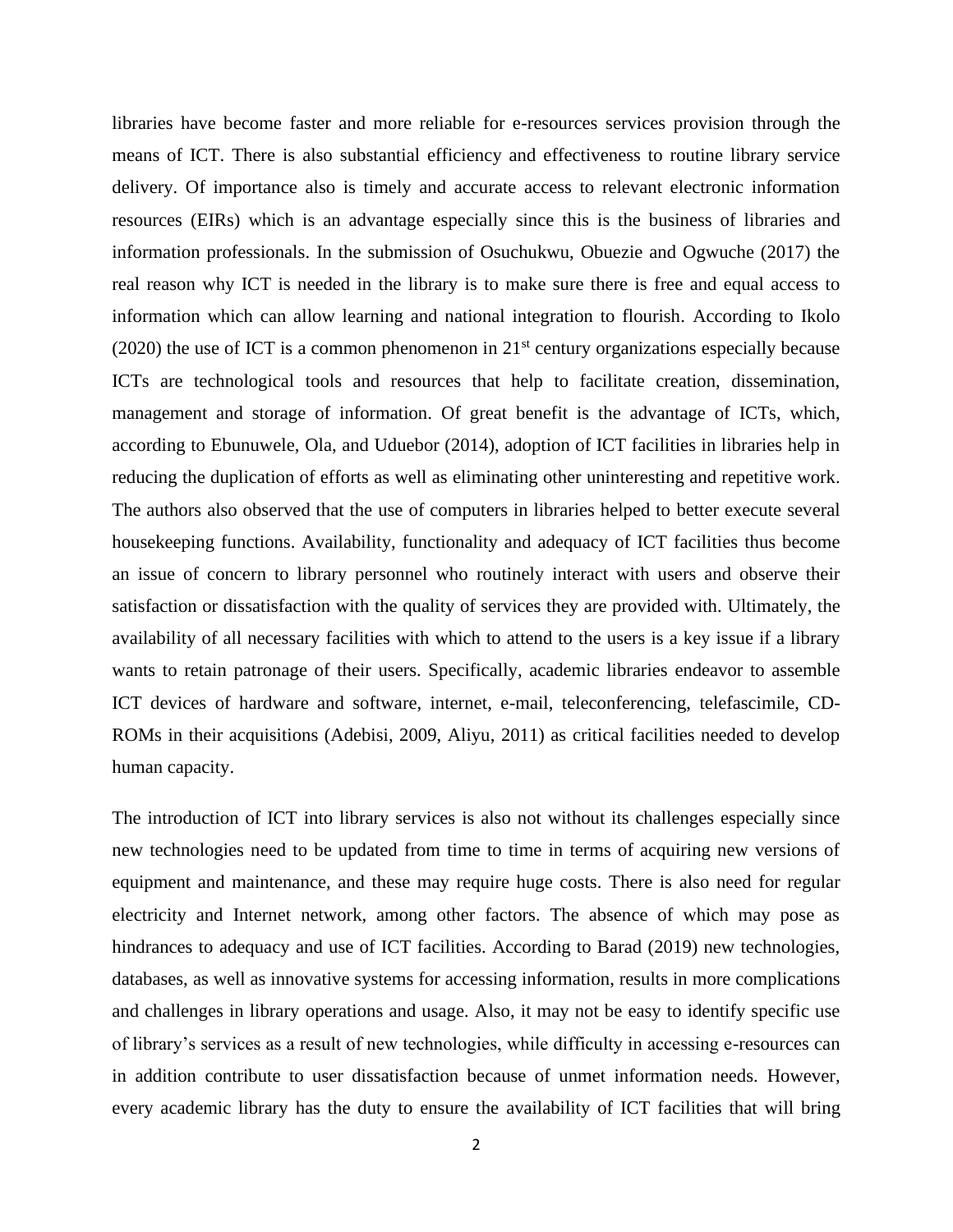libraries have become faster and more reliable for e-resources services provision through the means of ICT. There is also substantial efficiency and effectiveness to routine library service delivery. Of importance also is timely and accurate access to relevant electronic information resources (EIRs) which is an advantage especially since this is the business of libraries and information professionals. In the submission of Osuchukwu, Obuezie and Ogwuche (2017) the real reason why ICT is needed in the library is to make sure there is free and equal access to information which can allow learning and national integration to flourish. According to Ikolo (2020) the use of ICT is a common phenomenon in 21st century organizations especially because ICTs are technological tools and resources that help to facilitate creation, dissemination, management and storage of information. Of great benefit is the advantage of ICTs, which, according to Ebunuwele, Ola, and Uduebor (2014), adoption of ICT facilities in libraries help in reducing the duplication of efforts as well as eliminating other uninteresting and repetitive work. The authors also observed that the use of computers in libraries helped to better execute several housekeeping functions. Availability, functionality and adequacy of ICT facilities thus become an issue of concern to library personnel who routinely interact with users and observe their satisfaction or dissatisfaction with the quality of services they are provided with. Ultimately, the availability of all necessary facilities with which to attend to the users is a key issue if a library wants to retain patronage of their users. Specifically, academic libraries endeavor to assemble ICT devices of hardware and software, internet, e-mail, teleconferencing, telefascimile, CD-ROMs in their acquisitions (Adebisi, 2009, Aliyu, 2011) as critical facilities needed to develop human capacity.

The introduction of ICT into library services is also not without its challenges especially since new technologies need to be updated from time to time in terms of acquiring new versions of equipment and maintenance, and these may require huge costs. There is also need for regular electricity and Internet network, among other factors. The absence of which may pose as hindrances to adequacy and use of ICT facilities. According to Barad (2019) new technologies, databases, as well as innovative systems for accessing information, results in more complications and challenges in library operations and usage. Also, it may not be easy to identify specific use of library's services as a result of new technologies, while difficulty in accessing e-resources can in addition contribute to user dissatisfaction because of unmet information needs. However, every academic library has the duty to ensure the availability of ICT facilities that will bring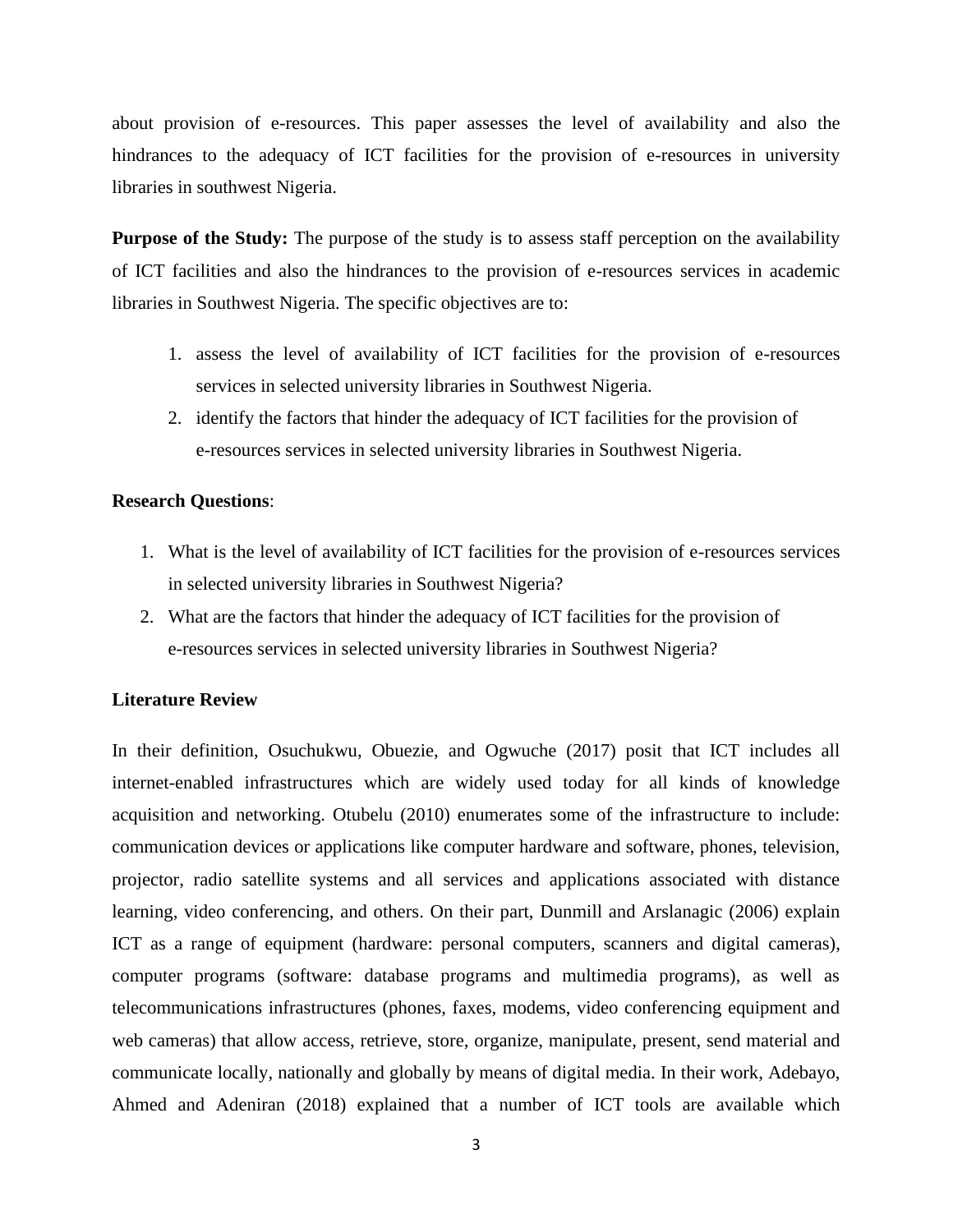about provision of e-resources. This paper assesses the level of availability and also the hindrances to the adequacy of ICT facilities for the provision of e-resources in university libraries in southwest Nigeria.

**Purpose of the Study:** The purpose of the study is to assess staff perception on the availability of ICT facilities and also the hindrances to the provision of e-resources services in academic libraries in Southwest Nigeria. The specific objectives are to:

1. assess the level of availability of ICT facilities for the provision of e-resources services in selected university libraries in Southwest Nigeria.
2. identify the factors that hinder the adequacy of ICT facilities for the provision of e-resources services in selected university libraries in Southwest Nigeria.

**Research Questions**:

1. What is the level of availability of ICT facilities for the provision of e-resources services in selected university libraries in Southwest Nigeria?
2. What are the factors that hinder the adequacy of ICT facilities for the provision of e-resources services in selected university libraries in Southwest Nigeria?

**Literature Review**

In their definition, Osuchukwu, Obuezie, and Ogwuche (2017) posit that ICT includes all internet-enabled infrastructures which are widely used today for all kinds of knowledge acquisition and networking. Otubelu (2010) enumerates some of the infrastructure to include: communication devices or applications like computer hardware and software, phones, television, projector, radio satellite systems and all services and applications associated with distance learning, video conferencing, and others. On their part, Dunmill and Arslanagic (2006) explain ICT as a range of equipment (hardware: personal computers, scanners and digital cameras), computer programs (software: database programs and multimedia programs), as well as telecommunications infrastructures (phones, faxes, modems, video conferencing equipment and web cameras) that allow access, retrieve, store, organize, manipulate, present, send material and communicate locally, nationally and globally by means of digital media. In their work, Adebayo, Ahmed and Adeniran (2018) explained that a number of ICT tools are available which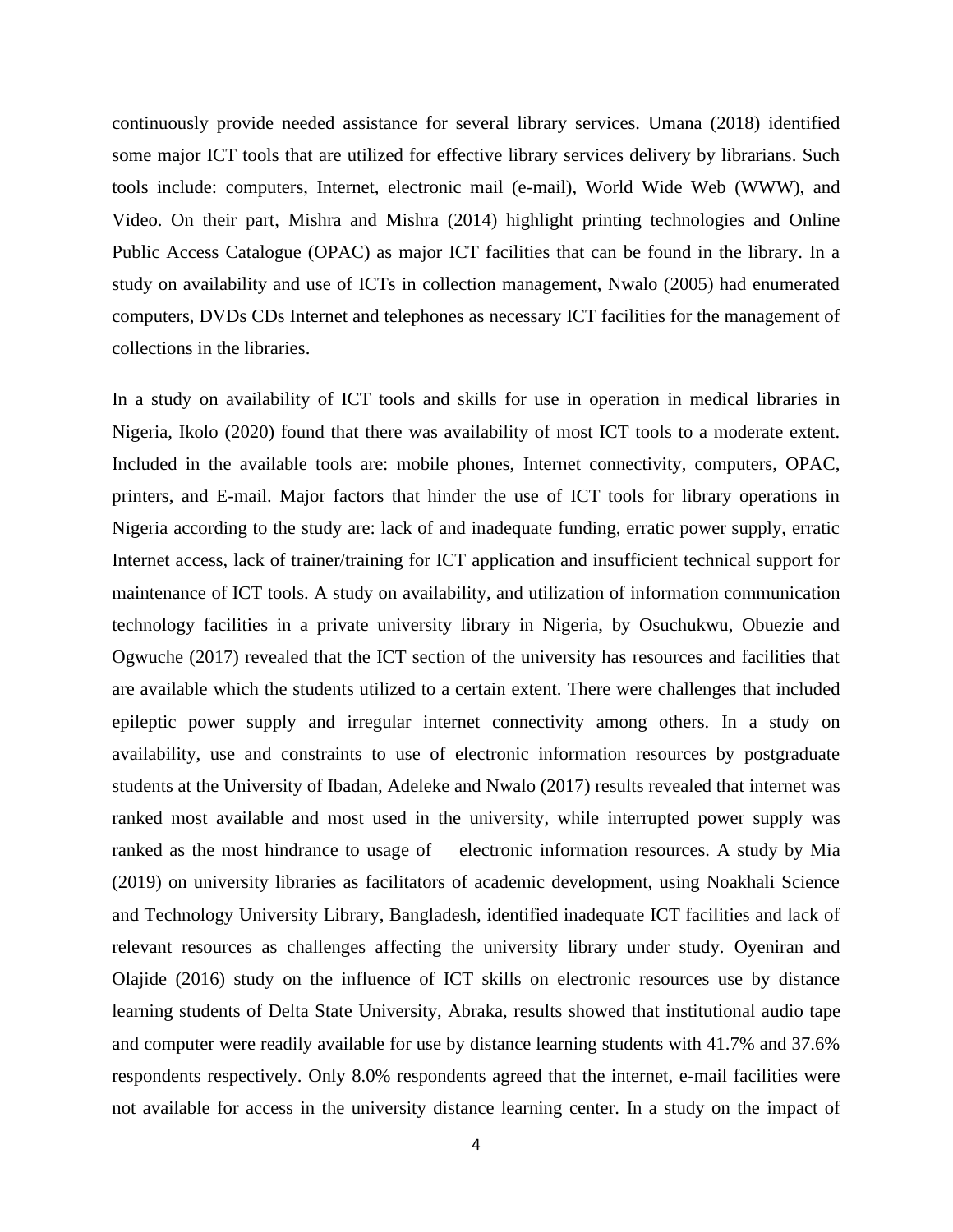continuously provide needed assistance for several library services. Umana (2018) identified some major ICT tools that are utilized for effective library services delivery by librarians. Such tools include: computers, Internet, electronic mail (e-mail), World Wide Web (WWW), and Video. On their part, Mishra and Mishra (2014) highlight printing technologies and Online Public Access Catalogue (OPAC) as major ICT facilities that can be found in the library. In a study on availability and use of ICTs in collection management, Nwalo (2005) had enumerated computers, DVDs CDs Internet and telephones as necessary ICT facilities for the management of collections in the libraries.

In a study on availability of ICT tools and skills for use in operation in medical libraries in Nigeria, Ikolo (2020) found that there was availability of most ICT tools to a moderate extent. Included in the available tools are: mobile phones, Internet connectivity, computers, OPAC, printers, and E-mail. Major factors that hinder the use of ICT tools for library operations in Nigeria according to the study are: lack of and inadequate funding, erratic power supply, erratic Internet access, lack of trainer/training for ICT application and insufficient technical support for maintenance of ICT tools. A study on availability, and utilization of information communication technology facilities in a private university library in Nigeria, by Osuchukwu, Obuezie and Ogwuche (2017) revealed that the ICT section of the university has resources and facilities that are available which the students utilized to a certain extent. There were challenges that included epileptic power supply and irregular internet connectivity among others. In a study on availability, use and constraints to use of electronic information resources by postgraduate students at the University of Ibadan, Adeleke and Nwalo (2017) results revealed that internet was ranked most available and most used in the university, while interrupted power supply was ranked as the most hindrance to usage of electronic information resources. A study by Mia (2019) on university libraries as facilitators of academic development, using Noakhali Science and Technology University Library, Bangladesh, identified inadequate ICT facilities and lack of relevant resources as challenges affecting the university library under study. Oyeniran and Olajide (2016) study on the influence of ICT skills on electronic resources use by distance learning students of Delta State University, Abraka, results showed that institutional audio tape and computer were readily available for use by distance learning students with 41.7% and 37.6% respondents respectively. Only 8.0% respondents agreed that the internet, e-mail facilities were not available for access in the university distance learning center. In a study on the impact of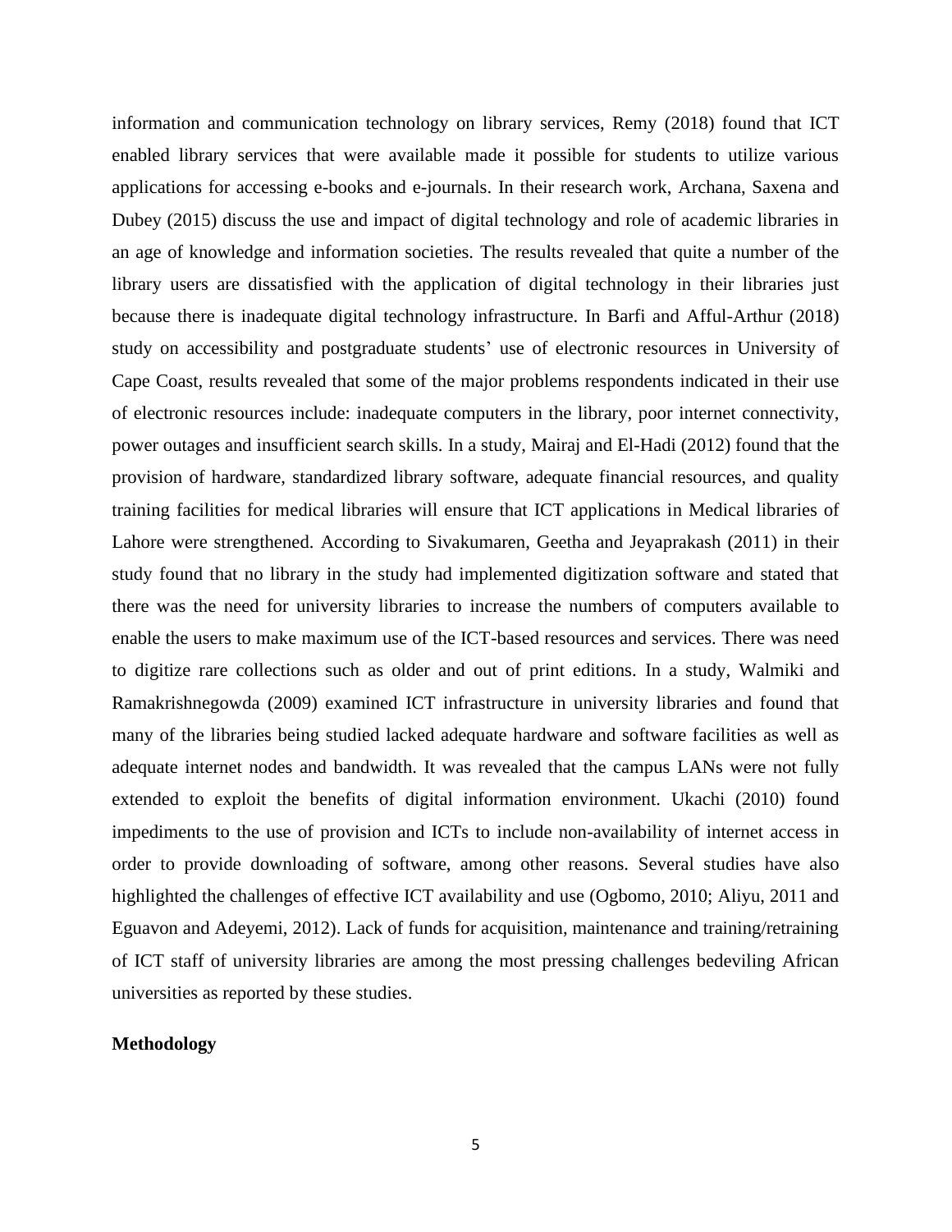information and communication technology on library services, Remy (2018) found that ICT enabled library services that were available made it possible for students to utilize various applications for accessing e-books and e-journals. In their research work, Archana, Saxena and Dubey (2015) discuss the use and impact of digital technology and role of academic libraries in an age of knowledge and information societies. The results revealed that quite a number of the library users are dissatisfied with the application of digital technology in their libraries just because there is inadequate digital technology infrastructure. In Barfi and Afful-Arthur (2018) study on accessibility and postgraduate students' use of electronic resources in University of Cape Coast, results revealed that some of the major problems respondents indicated in their use of electronic resources include: inadequate computers in the library, poor internet connectivity, power outages and insufficient search skills. In a study, Mairaj and El-Hadi (2012) found that the provision of hardware, standardized library software, adequate financial resources, and quality training facilities for medical libraries will ensure that ICT applications in Medical libraries of Lahore were strengthened. According to Sivakumaren, Geetha and Jeyaprakash (2011) in their study found that no library in the study had implemented digitization software and stated that there was the need for university libraries to increase the numbers of computers available to enable the users to make maximum use of the ICT-based resources and services. There was need to digitize rare collections such as older and out of print editions. In a study, Walmiki and Ramakrishnegowda (2009) examined ICT infrastructure in university libraries and found that many of the libraries being studied lacked adequate hardware and software facilities as well as adequate internet nodes and bandwidth. It was revealed that the campus LANs were not fully extended to exploit the benefits of digital information environment. Ukachi (2010) found impediments to the use of provision and ICTs to include non-availability of internet access in order to provide downloading of software, among other reasons. Several studies have also highlighted the challenges of effective ICT availability and use (Ogbomo, 2010; Aliyu, 2011 and Eguavon and Adeyemi, 2012). Lack of funds for acquisition, maintenance and training/retraining of ICT staff of university libraries are among the most pressing challenges bedeviling African universities as reported by these studies.

## Methodology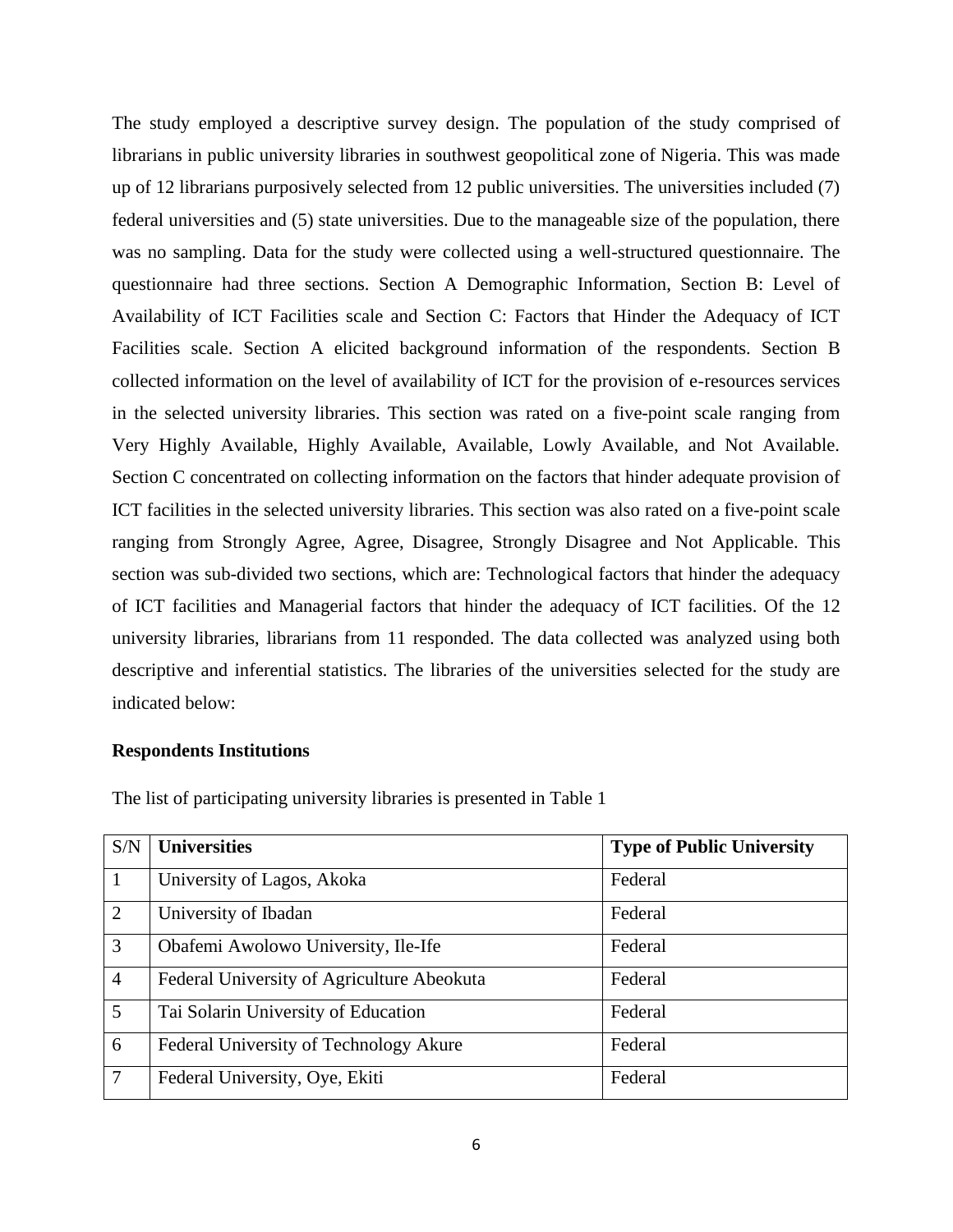The study employed a descriptive survey design. The population of the study comprised of librarians in public university libraries in southwest geopolitical zone of Nigeria. This was made up of 12 librarians purposively selected from 12 public universities. The universities included (7) federal universities and (5) state universities. Due to the manageable size of the population, there was no sampling. Data for the study were collected using a well-structured questionnaire. The questionnaire had three sections. Section A Demographic Information, Section B: Level of Availability of ICT Facilities scale and Section C: Factors that Hinder the Adequacy of ICT Facilities scale. Section A elicited background information of the respondents. Section B collected information on the level of availability of ICT for the provision of e-resources services in the selected university libraries. This section was rated on a five-point scale ranging from Very Highly Available, Highly Available, Available, Lowly Available, and Not Available. Section C concentrated on collecting information on the factors that hinder adequate provision of ICT facilities in the selected university libraries. This section was also rated on a five-point scale ranging from Strongly Agree, Agree, Disagree, Strongly Disagree and Not Applicable. This section was sub-divided two sections, which are: Technological factors that hinder the adequacy of ICT facilities and Managerial factors that hinder the adequacy of ICT facilities. Of the 12 university libraries, librarians from 11 responded. The data collected was analyzed using both descriptive and inferential statistics. The libraries of the universities selected for the study are indicated below:

**Respondents Institutions**

The list of participating university libraries is presented in Table 1

| S/N | **Universities** | **Type of Public University** |
|---|---|---|
| 1 | University of Lagos, Akoka | Federal |
| 2 | University of Ibadan | Federal |
| 3 | Obafemi Awolowo University, Ile-Ife | Federal |
| 4 | Federal University of Agriculture Abeokuta | Federal |
| 5 | Tai Solarin University of Education | Federal |
| 6 | Federal University of Technology Akure | Federal |
| 7 | Federal University, Oye, Ekiti | Federal |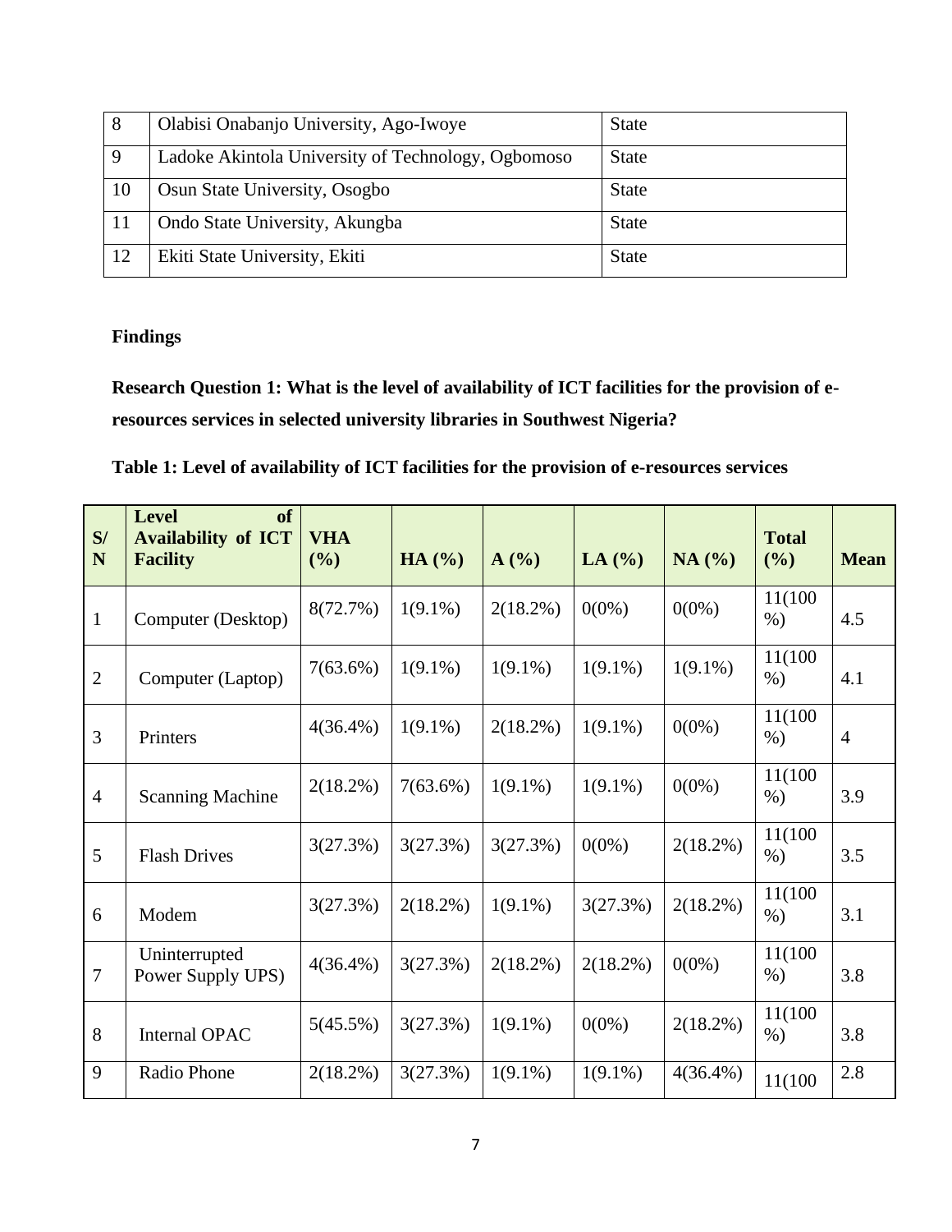| 8 | Olabisi Onabanjo University, Ago-Iwoye | State |
|---|---|---|
| 9 | Ladoke Akintola University of Technology, Ogbomoso | State |
| 10 | Osun State University, Osogbo | State |
| 11 | Ondo State University, Akungba | State |
| 12 | Ekiti State University, Ekiti | State |

**Findings**

**Research Question 1: What is the level of availability of ICT facilities for the provision of e-resources services in selected university libraries in Southwest Nigeria?**

**Table 1: Level of availability of ICT facilities for the provision of e-resources services**

| S/N | Level of Availability of ICT Facility | VHA (%) | HA (%) | A (%) | LA (%) | NA (%) | Total (%) | Mean |
|---|---|---|---|---|---|---|---|---|
| 1 | Computer (Desktop) | 8(72.7%) | 1(9.1%) | 2(18.2%) | 0(0%) | 0(0%) | 11(100 %) | 4.5 |
| 2 | Computer (Laptop) | 7(63.6%) | 1(9.1%) | 1(9.1%) | 1(9.1%) | 1(9.1%) | 11(100 %) | 4.1 |
| 3 | Printers | 4(36.4%) | 1(9.1%) | 2(18.2%) | 1(9.1%) | 0(0%) | 11(100 %) | 4 |
| 4 | Scanning Machine | 2(18.2%) | 7(63.6%) | 1(9.1%) | 1(9.1%) | 0(0%) | 11(100 %) | 3.9 |
| 5 | Flash Drives | 3(27.3%) | 3(27.3%) | 3(27.3%) | 0(0%) | 2(18.2%) | 11(100 %) | 3.5 |
| 6 | Modem | 3(27.3%) | 2(18.2%) | 1(9.1%) | 3(27.3%) | 2(18.2%) | 11(100 %) | 3.1 |
| 7 | Uninterrupted Power Supply UPS) | 4(36.4%) | 3(27.3%) | 2(18.2%) | 2(18.2%) | 0(0%) | 11(100 %) | 3.8 |
| 8 | Internal OPAC | 5(45.5%) | 3(27.3%) | 1(9.1%) | 0(0%) | 2(18.2%) | 11(100 %) | 3.8 |
| 9 | Radio Phone | 2(18.2%) | 3(27.3%) | 1(9.1%) | 1(9.1%) | 4(36.4%) | 11(100 | 2.8 |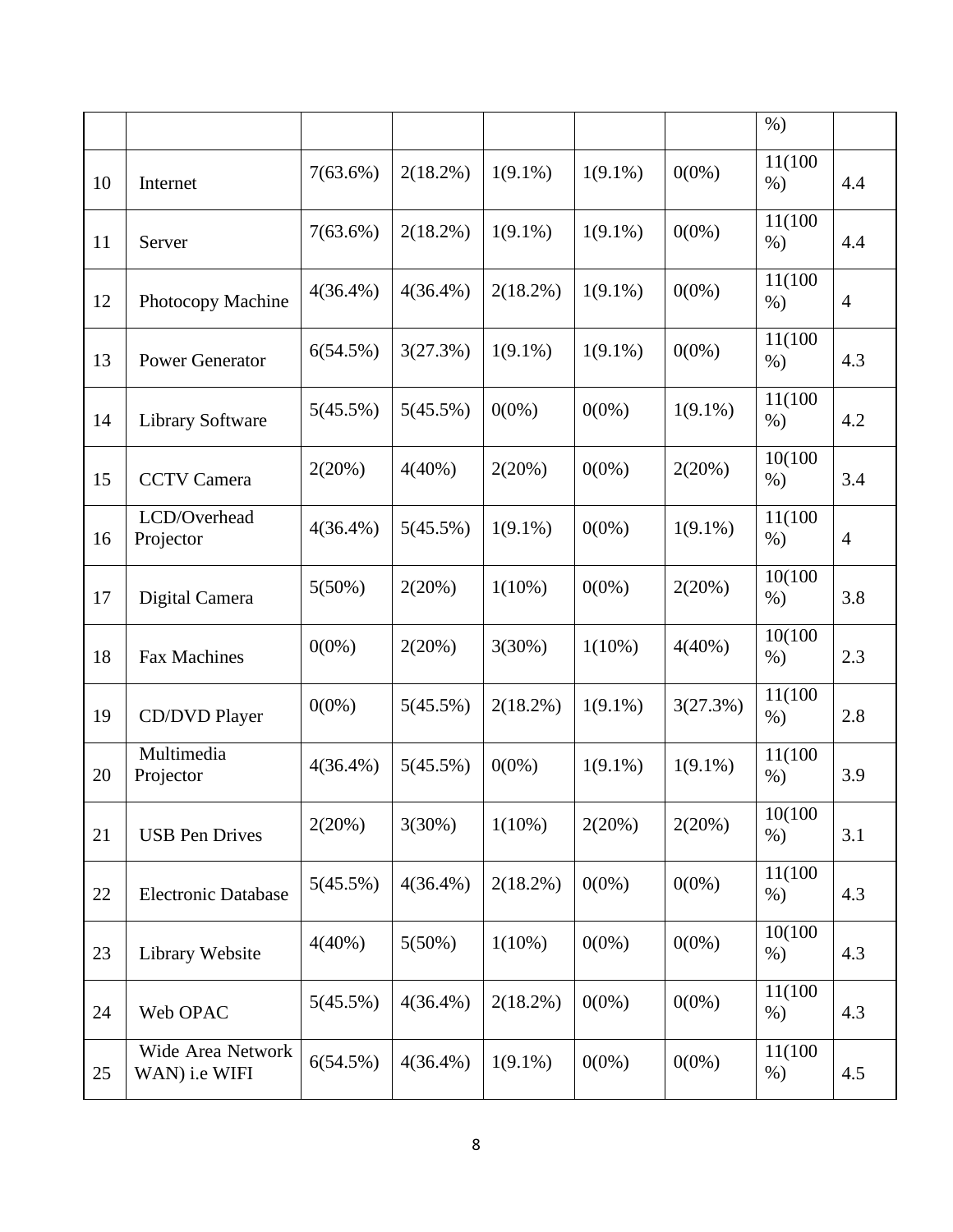| | | | | | | | %) | |
|---|---|---|---|---|---|---|---|---|
| 10 | Internet | 7(63.6%) | 2(18.2%) | 1(9.1%) | 1(9.1%) | 0(0%) | 11(100 %) | 4.4 |
| 11 | Server | 7(63.6%) | 2(18.2%) | 1(9.1%) | 1(9.1%) | 0(0%) | 11(100 %) | 4.4 |
| 12 | Photocopy Machine | 4(36.4%) | 4(36.4%) | 2(18.2%) | 1(9.1%) | 0(0%) | 11(100 %) | 4 |
| 13 | Power Generator | 6(54.5%) | 3(27.3%) | 1(9.1%) | 1(9.1%) | 0(0%) | 11(100 %) | 4.3 |
| 14 | Library Software | 5(45.5%) | 5(45.5%) | 0(0%) | 0(0%) | 1(9.1%) | 11(100 %) | 4.2 |
| 15 | CCTV Camera | 2(20%) | 4(40%) | 2(20%) | 0(0%) | 2(20%) | 10(100 %) | 3.4 |
| 16 | LCD/Overhead Projector | 4(36.4%) | 5(45.5%) | 1(9.1%) | 0(0%) | 1(9.1%) | 11(100 %) | 4 |
| 17 | Digital Camera | 5(50%) | 2(20%) | 1(10%) | 0(0%) | 2(20%) | 10(100 %) | 3.8 |
| 18 | Fax Machines | 0(0%) | 2(20%) | 3(30%) | 1(10%) | 4(40%) | 10(100 %) | 2.3 |
| 19 | CD/DVD Player | 0(0%) | 5(45.5%) | 2(18.2%) | 1(9.1%) | 3(27.3%) | 11(100 %) | 2.8 |
| 20 | Multimedia Projector | 4(36.4%) | 5(45.5%) | 0(0%) | 1(9.1%) | 1(9.1%) | 11(100 %) | 3.9 |
| 21 | USB Pen Drives | 2(20%) | 3(30%) | 1(10%) | 2(20%) | 2(20%) | 10(100 %) | 3.1 |
| 22 | Electronic Database | 5(45.5%) | 4(36.4%) | 2(18.2%) | 0(0%) | 0(0%) | 11(100 %) | 4.3 |
| 23 | Library Website | 4(40%) | 5(50%) | 1(10%) | 0(0%) | 0(0%) | 10(100 %) | 4.3 |
| 24 | Web OPAC | 5(45.5%) | 4(36.4%) | 2(18.2%) | 0(0%) | 0(0%) | 11(100 %) | 4.3 |
| 25 | Wide Area Network WAN) i.e WIFI | 6(54.5%) | 4(36.4%) | 1(9.1%) | 0(0%) | 0(0%) | 11(100 %) | 4.5 |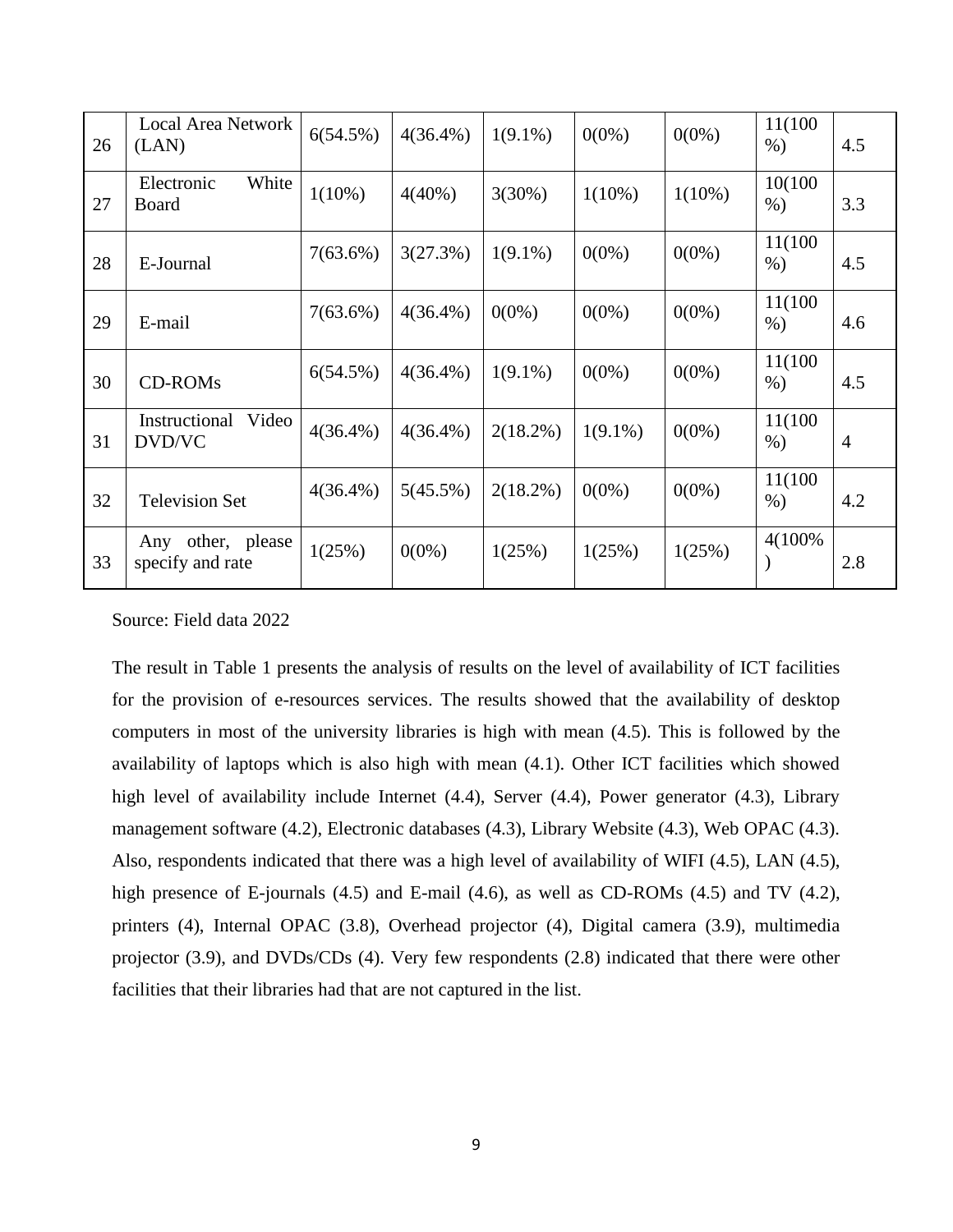| 26 | Local Area Network (LAN) | 6(54.5%) | 4(36.4%) | 1(9.1%) | 0(0%) | 0(0%) | 11(100%) | 4.5 |
|---|---|---|---|---|---|---|---|---|
| 27 | Electronic White Board | 1(10%) | 4(40%) | 3(30%) | 1(10%) | 1(10%) | 10(100%) | 3.3 |
| 28 | E-Journal | 7(63.6%) | 3(27.3%) | 1(9.1%) | 0(0%) | 0(0%) | 11(100%) | 4.5 |
| 29 | E-mail | 7(63.6%) | 4(36.4%) | 0(0%) | 0(0%) | 0(0%) | 11(100%) | 4.6 |
| 30 | CD-ROMs | 6(54.5%) | 4(36.4%) | 1(9.1%) | 0(0%) | 0(0%) | 11(100%) | 4.5 |
| 31 | Instructional Video DVD/VC | 4(36.4%) | 4(36.4%) | 2(18.2%) | 1(9.1%) | 0(0%) | 11(100%) | 4 |
| 32 | Television Set | 4(36.4%) | 5(45.5%) | 2(18.2%) | 0(0%) | 0(0%) | 11(100%) | 4.2 |
| 33 | Any other, please specify and rate | 1(25%) | 0(0%) | 1(25%) | 1(25%) | 1(25%) | 4(100%) | 2.8 |

Source: Field data 2022

The result in Table 1 presents the analysis of results on the level of availability of ICT facilities for the provision of e-resources services. The results showed that the availability of desktop computers in most of the university libraries is high with mean (4.5). This is followed by the availability of laptops which is also high with mean (4.1). Other ICT facilities which showed high level of availability include Internet (4.4), Server (4.4), Power generator (4.3), Library management software (4.2), Electronic databases (4.3), Library Website (4.3), Web OPAC (4.3). Also, respondents indicated that there was a high level of availability of WIFI (4.5), LAN (4.5), high presence of E-journals (4.5) and E-mail (4.6), as well as CD-ROMs (4.5) and TV (4.2), printers (4), Internal OPAC (3.8), Overhead projector (4), Digital camera (3.9), multimedia projector (3.9), and DVDs/CDs (4). Very few respondents (2.8) indicated that there were other facilities that their libraries had that are not captured in the list.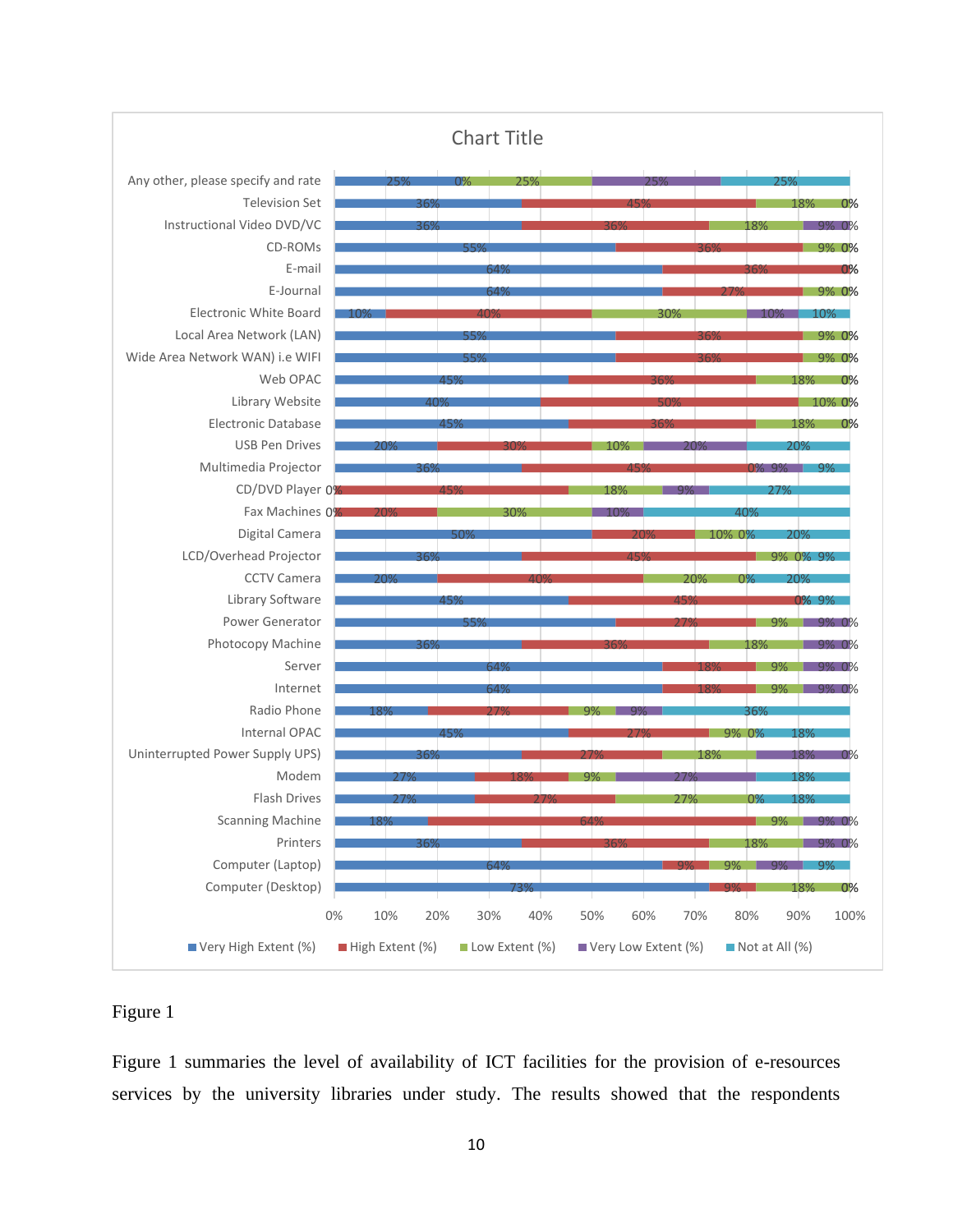Chart Title

| Item | Very High Extent (%) | High Extent (%) | Low Extent (%) | Very Low Extent (%) | Not at All (%) |
|---|---|---|---|---|---|
| Any other, please specify and rate | 25% | 0% | 25% | 25% | 25% |
| Television Set | 36% | 45% | 18% | 0% | |
| Instructional Video DVD/VC | 36% | 36% | 18% | 9% | 0% |
| CD-ROMs | 55% | 36% | 9% | 0% | |
| E-mail | 64% | 36% | 0% | | |
| E-Journal | 64% | 27% | 9% | 0% | |
| Electronic White Board | 10% | 40% | 30% | 10% | 10% |
| Local Area Network (LAN) | 55% | 36% | 9% | 0% | |
| Wide Area Network WAN) i.e WIFI | 55% | 36% | 9% | 0% | |
| Web OPAC | 45% | 36% | 18% | 0% | |
| Library Website | 40% | 50% | 10% | 0% | |
| Electronic Database | 45% | 36% | 18% | 0% | |
| USB Pen Drives | 20% | 30% | 10% | 20% | 20% |
| Multimedia Projector | 36% | 45% | 0% | 9% | 9% |
| CD/DVD Player | 0% | 45% | 18% | 9% | 27% |
| Fax Machines | 0% | 20% | 30% | 10% | 40% |
| Digital Camera | 50% | 20% | 10% | 0% | 20% |
| LCD/Overhead Projector | 36% | 45% | 9% | 0% | 9% |
| CCTV Camera | 20% | 40% | 20% | 0% | 20% |
| Library Software | 45% | 45% | 0% | 9% | |
| Power Generator | 55% | 27% | 9% | 9% | 0% |
| Photocopy Machine | 36% | 36% | 18% | 9% | 0% |
| Server | 64% | 18% | 9% | 9% | 0% |
| Internet | 64% | 18% | 9% | 9% | 0% |
| Radio Phone | 18% | 27% | 9% | 9% | 36% |
| Internal OPAC | 45% | 27% | 9% | 0% | 18% |
| Uninterrupted Power Supply UPS) | 36% | 27% | 18% | 18% | 0% |
| Modem | 27% | 18% | 9% | 27% | 18% |
| Flash Drives | 27% | 27% | 27% | 0% | 18% |
| Scanning Machine | 18% | 64% | 9% | 9% | 0% |
| Printers | 36% | 36% | 18% | 9% | 0% |
| Computer (Laptop) | 64% | 9% | 9% | 9% | 9% |
| Computer (Desktop) | 73% | 9% | 18% | 0% | |

Figure 1

Figure 1 summaries the level of availability of ICT facilities for the provision of e-resources services by the university libraries under study. The results showed that the respondents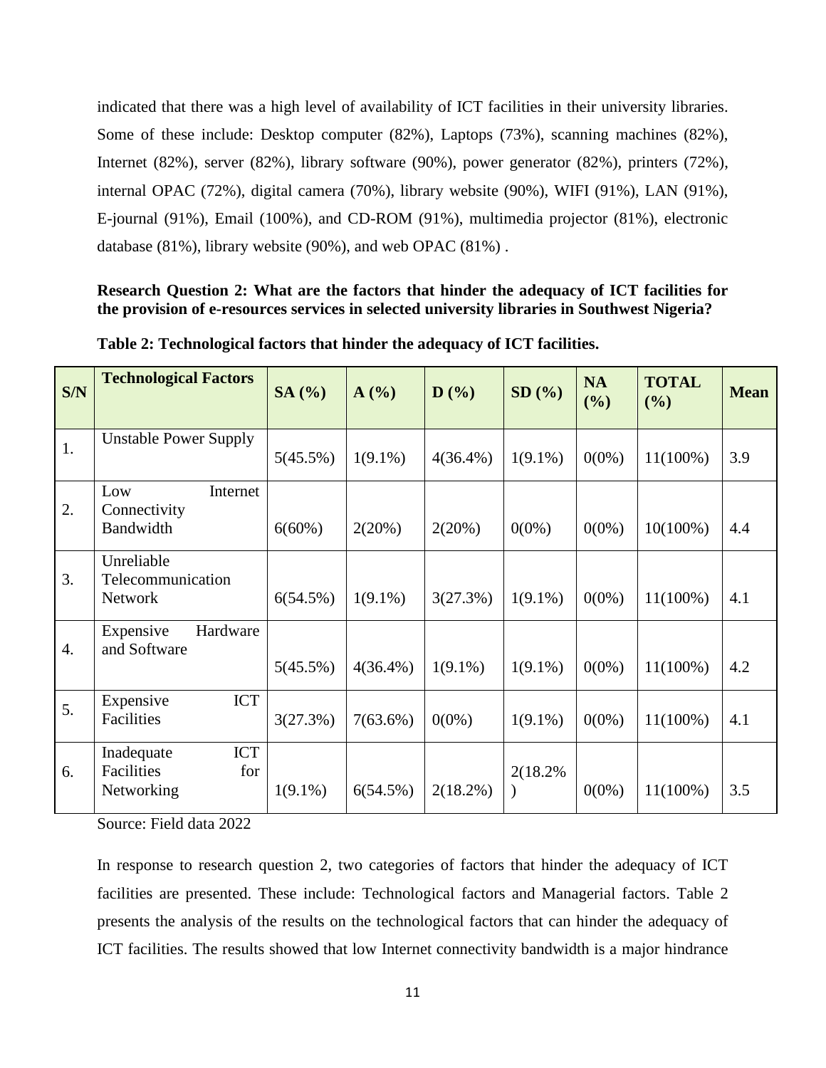indicated that there was a high level of availability of ICT facilities in their university libraries. Some of these include: Desktop computer (82%), Laptops (73%), scanning machines (82%), Internet (82%), server (82%), library software (90%), power generator (82%), printers (72%), internal OPAC (72%), digital camera (70%), library website (90%), WIFI (91%), LAN (91%), E-journal (91%), Email (100%), and CD-ROM (91%), multimedia projector (81%), electronic database (81%), library website (90%), and web OPAC (81%) .

**Research Question 2: What are the factors that hinder the adequacy of ICT facilities for the provision of e-resources services in selected university libraries in Southwest Nigeria?**

**Table 2: Technological factors that hinder the adequacy of ICT facilities.**

| S/N | Technological Factors | SA (%) | A (%) | D (%) | SD (%) | NA (%) | TOTAL (%) | Mean |
|---|---|---|---|---|---|---|---|---|
| 1. | Unstable Power Supply | 5(45.5%) | 1(9.1%) | 4(36.4%) | 1(9.1%) | 0(0%) | 11(100%) | 3.9 |
| 2. | Low Internet Connectivity Bandwidth | 6(60%) | 2(20%) | 2(20%) | 0(0%) | 0(0%) | 10(100%) | 4.4 |
| 3. | Unreliable Telecommunication Network | 6(54.5%) | 1(9.1%) | 3(27.3%) | 1(9.1%) | 0(0%) | 11(100%) | 4.1 |
| 4. | Expensive Hardware and Software | 5(45.5%) | 4(36.4%) | 1(9.1%) | 1(9.1%) | 0(0%) | 11(100%) | 4.2 |
| 5. | Expensive ICT Facilities | 3(27.3%) | 7(63.6%) | 0(0%) | 1(9.1%) | 0(0%) | 11(100%) | 4.1 |
| 6. | Inadequate ICT Facilities for Networking | 1(9.1%) | 6(54.5%) | 2(18.2%) | 2(18.2%) | 0(0%) | 11(100%) | 3.5 |

Source: Field data 2022

In response to research question 2, two categories of factors that hinder the adequacy of ICT facilities are presented. These include: Technological factors and Managerial factors. Table 2 presents the analysis of the results on the technological factors that can hinder the adequacy of ICT facilities. The results showed that low Internet connectivity bandwidth is a major hindrance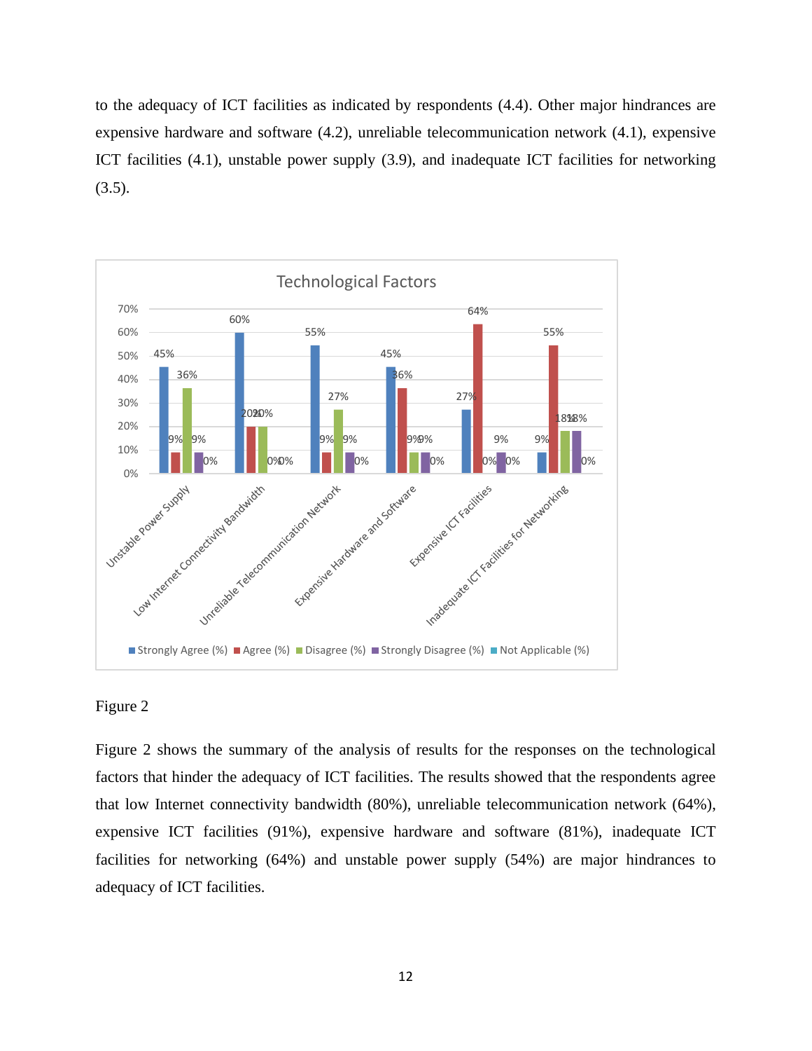to the adequacy of ICT facilities as indicated by respondents (4.4). Other major hindrances are expensive hardware and software (4.2), unreliable telecommunication network (4.1), expensive ICT facilities (4.1), unstable power supply (3.9), and inadequate ICT facilities for networking (3.5).

**Technological Factors**

| | Strongly Agree (%) | Agree (%) | Disagree (%) | Strongly Disagree (%) | Not Applicable (%) |
|---|---|---|---|---|---|
| Unstable Power Supply | 45% | 9% | 36% | 9% | 0% |
| Low Internet Connectivity Bandwidth | 60% | 20% | 20% | 0% | 0% |
| Unreliable Telecommunication Network | 55% | 9% | 27% | 9% | 0% |
| Expensive Hardware and Software | 45% | 36% | 9% | 9% | 0% |
| Expensive ICT Facilities | 27% | 64% | 0% | 9% | 0% |
| Inadequate ICT Facilities for Networking | 9% | 55% | 18% | 18% | 0% |

Figure 2

Figure 2 shows the summary of the analysis of results for the responses on the technological factors that hinder the adequacy of ICT facilities. The results showed that the respondents agree that low Internet connectivity bandwidth (80%), unreliable telecommunication network (64%), expensive ICT facilities (91%), expensive hardware and software (81%), inadequate ICT facilities for networking (64%) and unstable power supply (54%) are major hindrances to adequacy of ICT facilities.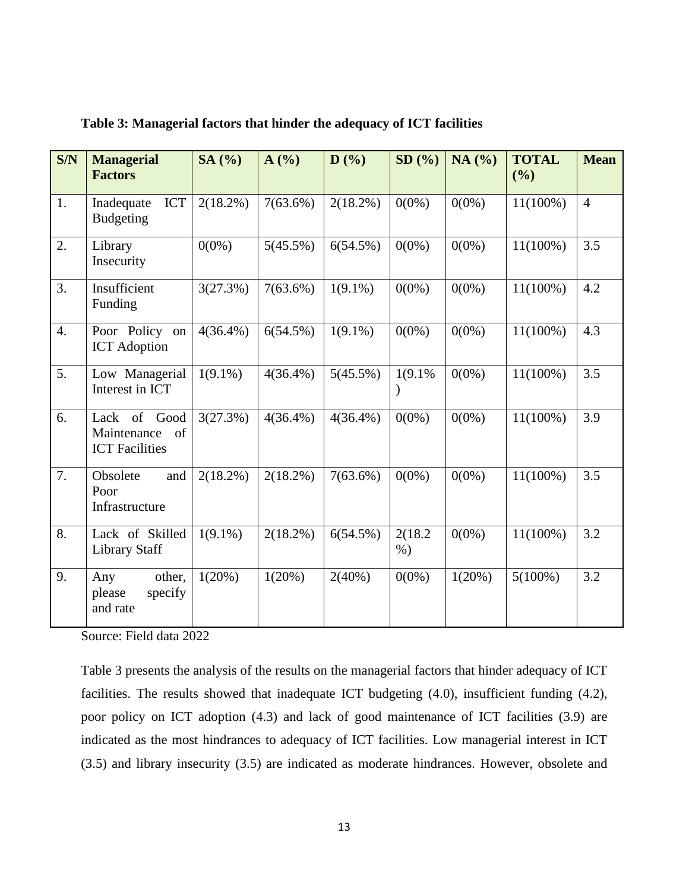**Table 3: Managerial factors that hinder the adequacy of ICT facilities**

| S/N | Managerial Factors | SA (%) | A (%) | D (%) | SD (%) | NA (%) | TOTAL (%) | Mean |
|---|---|---|---|---|---|---|---|---|
| 1. | Inadequate ICT Budgeting | 2(18.2%) | 7(63.6%) | 2(18.2%) | 0(0%) | 0(0%) | 11(100%) | 4 |
| 2. | Library Insecurity | 0(0%) | 5(45.5%) | 6(54.5%) | 0(0%) | 0(0%) | 11(100%) | 3.5 |
| 3. | Insufficient Funding | 3(27.3%) | 7(63.6%) | 1(9.1%) | 0(0%) | 0(0%) | 11(100%) | 4.2 |
| 4. | Poor Policy on ICT Adoption | 4(36.4%) | 6(54.5%) | 1(9.1%) | 0(0%) | 0(0%) | 11(100%) | 4.3 |
| 5. | Low Managerial Interest in ICT | 1(9.1%) | 4(36.4%) | 5(45.5%) | 1(9.1%) | 0(0%) | 11(100%) | 3.5 |
| 6. | Lack of Good Maintenance of ICT Facilities | 3(27.3%) | 4(36.4%) | 4(36.4%) | 0(0%) | 0(0%) | 11(100%) | 3.9 |
| 7. | Obsolete and Poor Infrastructure | 2(18.2%) | 2(18.2%) | 7(63.6%) | 0(0%) | 0(0%) | 11(100%) | 3.5 |
| 8. | Lack of Skilled Library Staff | 1(9.1%) | 2(18.2%) | 6(54.5%) | 2(18.2%) | 0(0%) | 11(100%) | 3.2 |
| 9. | Any other, please specify and rate | 1(20%) | 1(20%) | 2(40%) | 0(0%) | 1(20%) | 5(100%) | 3.2 |

Source: Field data 2022

Table 3 presents the analysis of the results on the managerial factors that hinder adequacy of ICT facilities. The results showed that inadequate ICT budgeting (4.0), insufficient funding (4.2), poor policy on ICT adoption (4.3) and lack of good maintenance of ICT facilities (3.9) are indicated as the most hindrances to adequacy of ICT facilities. Low managerial interest in ICT (3.5) and library insecurity (3.5) are indicated as moderate hindrances. However, obsolete and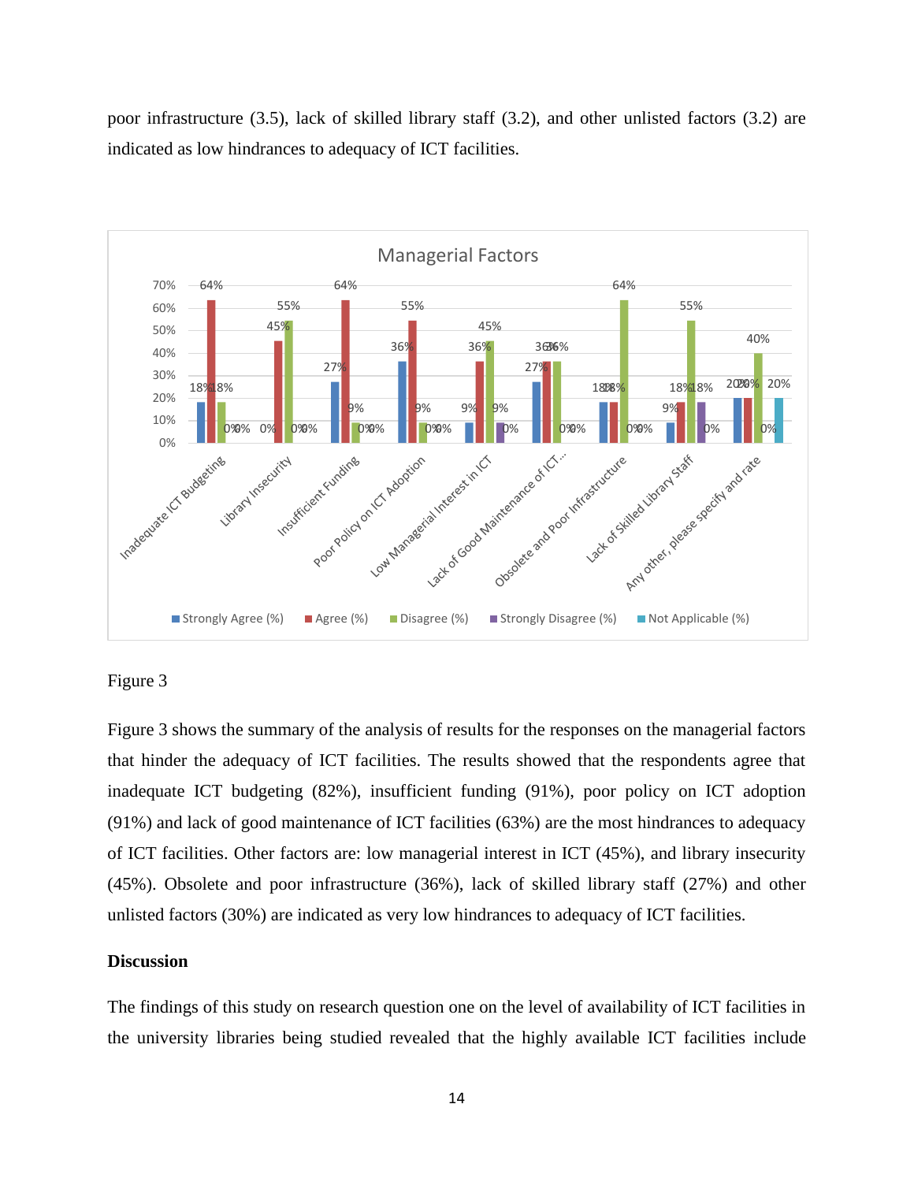poor infrastructure (3.5), lack of skilled library staff (3.2), and other unlisted factors (3.2) are indicated as low hindrances to adequacy of ICT facilities.

Figure 3

Figure 3 shows the summary of the analysis of results for the responses on the managerial factors that hinder the adequacy of ICT facilities. The results showed that the respondents agree that inadequate ICT budgeting (82%), insufficient funding (91%), poor policy on ICT adoption (91%) and lack of good maintenance of ICT facilities (63%) are the most hindrances to adequacy of ICT facilities. Other factors are: low managerial interest in ICT (45%), and library insecurity (45%). Obsolete and poor infrastructure (36%), lack of skilled library staff (27%) and other unlisted factors (30%) are indicated as very low hindrances to adequacy of ICT facilities.

**Discussion**

The findings of this study on research question one on the level of availability of ICT facilities in the university libraries being studied revealed that the highly available ICT facilities include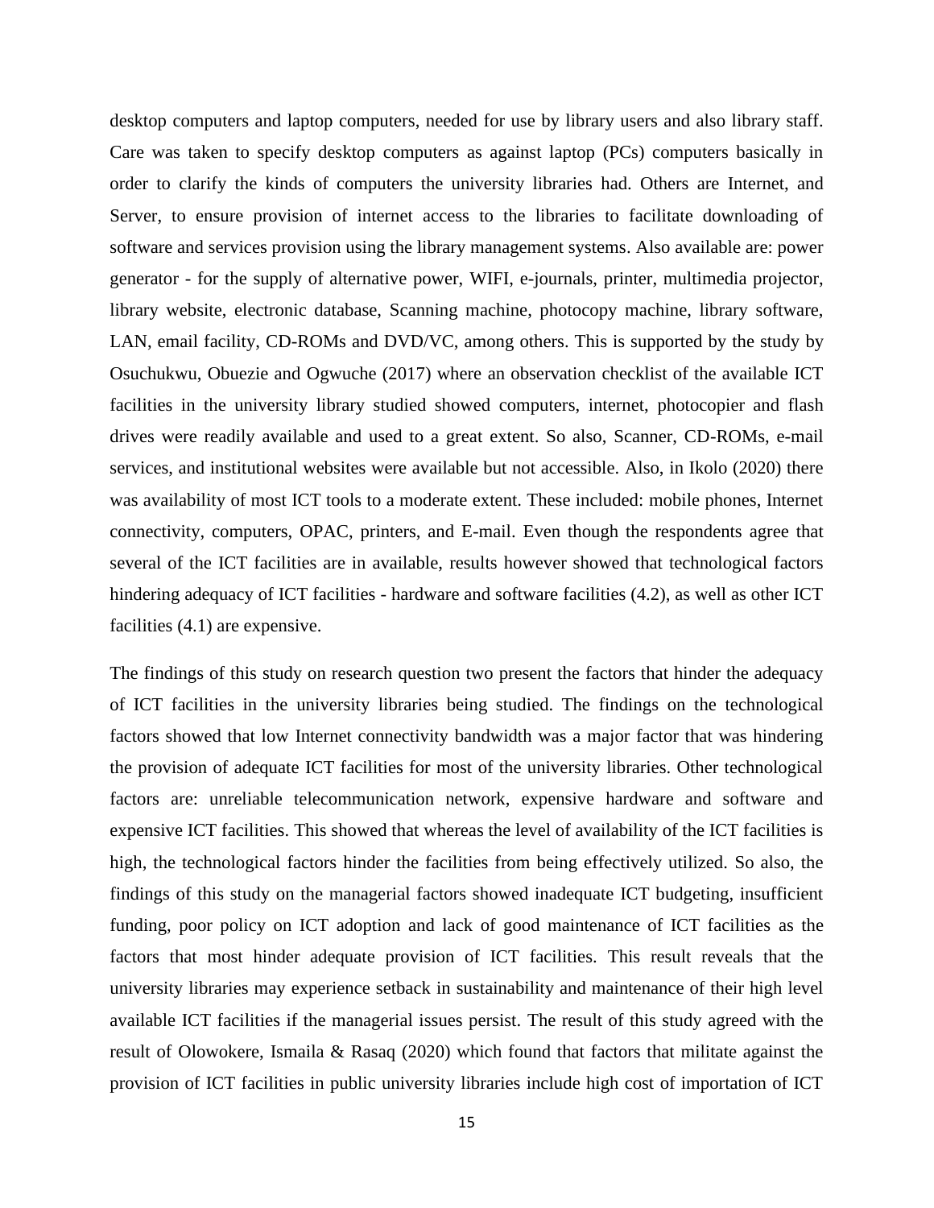desktop computers and laptop computers, needed for use by library users and also library staff. Care was taken to specify desktop computers as against laptop (PCs) computers basically in order to clarify the kinds of computers the university libraries had. Others are Internet, and Server, to ensure provision of internet access to the libraries to facilitate downloading of software and services provision using the library management systems. Also available are: power generator - for the supply of alternative power, WIFI, e-journals, printer, multimedia projector, library website, electronic database, Scanning machine, photocopy machine, library software, LAN, email facility, CD-ROMs and DVD/VC, among others. This is supported by the study by Osuchukwu, Obuezie and Ogwuche (2017) where an observation checklist of the available ICT facilities in the university library studied showed computers, internet, photocopier and flash drives were readily available and used to a great extent. So also, Scanner, CD-ROMs, e-mail services, and institutional websites were available but not accessible. Also, in Ikolo (2020) there was availability of most ICT tools to a moderate extent. These included: mobile phones, Internet connectivity, computers, OPAC, printers, and E-mail. Even though the respondents agree that several of the ICT facilities are in available, results however showed that technological factors hindering adequacy of ICT facilities - hardware and software facilities (4.2), as well as other ICT facilities (4.1) are expensive.

The findings of this study on research question two present the factors that hinder the adequacy of ICT facilities in the university libraries being studied. The findings on the technological factors showed that low Internet connectivity bandwidth was a major factor that was hindering the provision of adequate ICT facilities for most of the university libraries. Other technological factors are: unreliable telecommunication network, expensive hardware and software and expensive ICT facilities. This showed that whereas the level of availability of the ICT facilities is high, the technological factors hinder the facilities from being effectively utilized. So also, the findings of this study on the managerial factors showed inadequate ICT budgeting, insufficient funding, poor policy on ICT adoption and lack of good maintenance of ICT facilities as the factors that most hinder adequate provision of ICT facilities. This result reveals that the university libraries may experience setback in sustainability and maintenance of their high level available ICT facilities if the managerial issues persist. The result of this study agreed with the result of Olowokere, Ismaila & Rasaq (2020) which found that factors that militate against the provision of ICT facilities in public university libraries include high cost of importation of ICT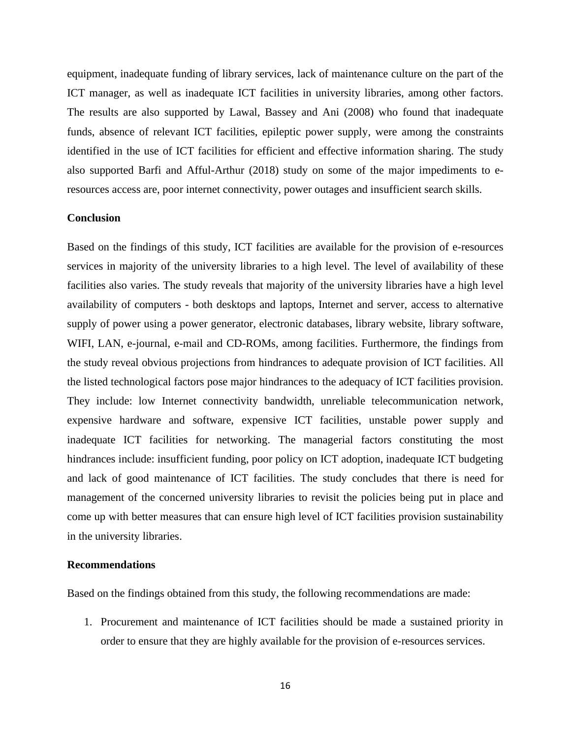equipment, inadequate funding of library services, lack of maintenance culture on the part of the ICT manager, as well as inadequate ICT facilities in university libraries, among other factors. The results are also supported by Lawal, Bassey and Ani (2008) who found that inadequate funds, absence of relevant ICT facilities, epileptic power supply, were among the constraints identified in the use of ICT facilities for efficient and effective information sharing. The study also supported Barfi and Afful-Arthur (2018) study on some of the major impediments to e-resources access are, poor internet connectivity, power outages and insufficient search skills.

**Conclusion**

Based on the findings of this study, ICT facilities are available for the provision of e-resources services in majority of the university libraries to a high level. The level of availability of these facilities also varies. The study reveals that majority of the university libraries have a high level availability of computers - both desktops and laptops, Internet and server, access to alternative supply of power using a power generator, electronic databases, library website, library software, WIFI, LAN, e-journal, e-mail and CD-ROMs, among facilities. Furthermore, the findings from the study reveal obvious projections from hindrances to adequate provision of ICT facilities. All the listed technological factors pose major hindrances to the adequacy of ICT facilities provision. They include: low Internet connectivity bandwidth, unreliable telecommunication network, expensive hardware and software, expensive ICT facilities, unstable power supply and inadequate ICT facilities for networking. The managerial factors constituting the most hindrances include: insufficient funding, poor policy on ICT adoption, inadequate ICT budgeting and lack of good maintenance of ICT facilities. The study concludes that there is need for management of the concerned university libraries to revisit the policies being put in place and come up with better measures that can ensure high level of ICT facilities provision sustainability in the university libraries.

**Recommendations**

Based on the findings obtained from this study, the following recommendations are made:

1. Procurement and maintenance of ICT facilities should be made a sustained priority in order to ensure that they are highly available for the provision of e-resources services.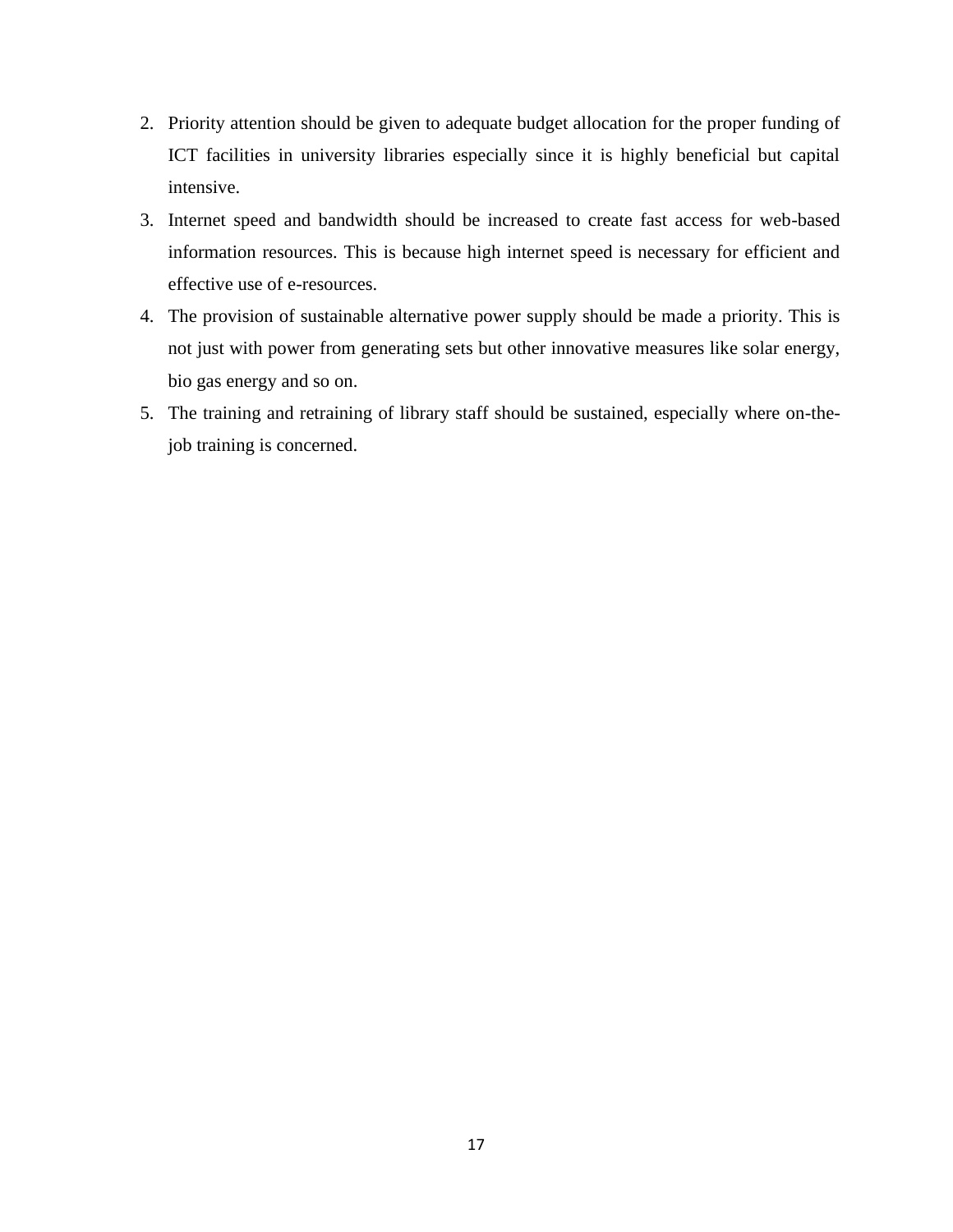2. Priority attention should be given to adequate budget allocation for the proper funding of ICT facilities in university libraries especially since it is highly beneficial but capital intensive.
3. Internet speed and bandwidth should be increased to create fast access for web-based information resources. This is because high internet speed is necessary for efficient and effective use of e-resources.
4. The provision of sustainable alternative power supply should be made a priority. This is not just with power from generating sets but other innovative measures like solar energy, bio gas energy and so on.
5. The training and retraining of library staff should be sustained, especially where on-the-job training is concerned.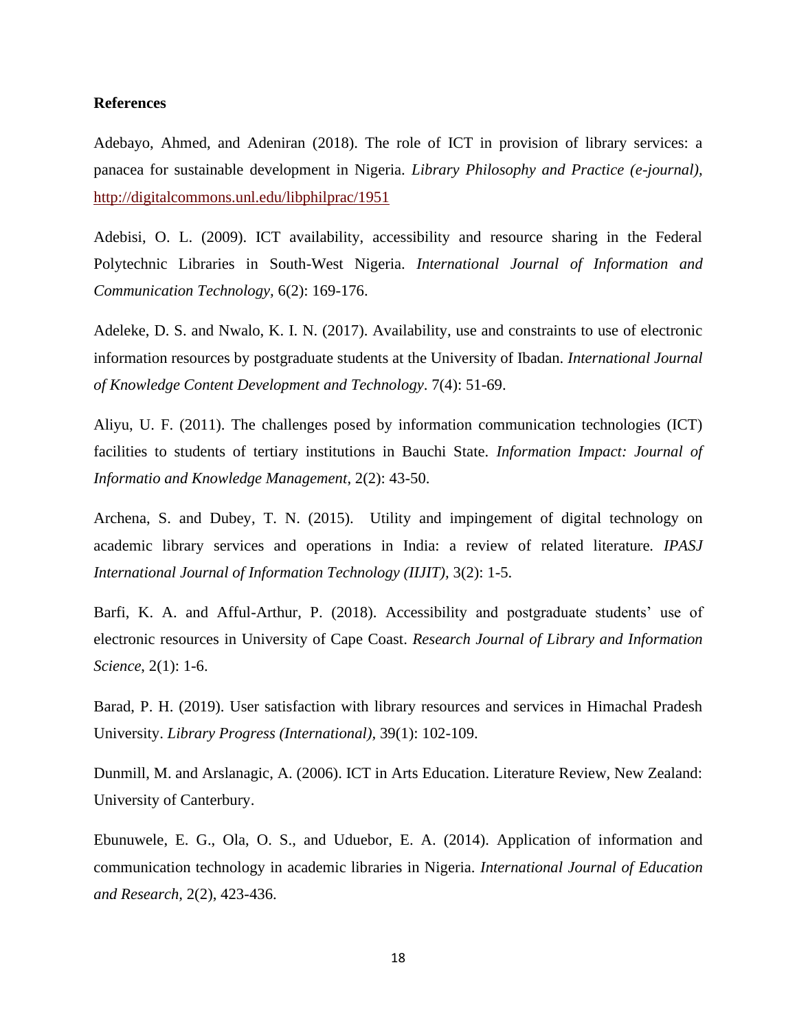**References**

Adebayo, Ahmed, and Adeniran (2018). The role of ICT in provision of library services: a panacea for sustainable development in Nigeria. *Library Philosophy and Practice (e-journal),* http://digitalcommons.unl.edu/libphilprac/1951

Adebisi, O. L. (2009). ICT availability, accessibility and resource sharing in the Federal Polytechnic Libraries in South-West Nigeria. *International Journal of Information and Communication Technology,* 6(2): 169-176.

Adeleke, D. S. and Nwalo, K. I. N. (2017). Availability, use and constraints to use of electronic information resources by postgraduate students at the University of Ibadan. *International Journal of Knowledge Content Development and Technology*. 7(4): 51-69.

Aliyu, U. F. (2011). The challenges posed by information communication technologies (ICT) facilities to students of tertiary institutions in Bauchi State. *Information Impact: Journal of Informatio and Knowledge Management*, 2(2): 43-50.

Archena, S. and Dubey, T. N. (2015). Utility and impingement of digital technology on academic library services and operations in India: a review of related literature. *IPASJ International Journal of Information Technology (IIJIT),* 3(2): 1-5.

Barfi, K. A. and Afful-Arthur, P. (2018). Accessibility and postgraduate students' use of electronic resources in University of Cape Coast. *Research Journal of Library and Information Science*, 2(1): 1-6.

Barad, P. H. (2019). User satisfaction with library resources and services in Himachal Pradesh University. *Library Progress (International),* 39(1): 102-109.

Dunmill, M. and Arslanagic, A. (2006). ICT in Arts Education. Literature Review, New Zealand: University of Canterbury.

Ebunuwele, E. G., Ola, O. S., and Uduebor, E. A. (2014). Application of information and communication technology in academic libraries in Nigeria. *International Journal of Education and Research,* 2(2), 423-436.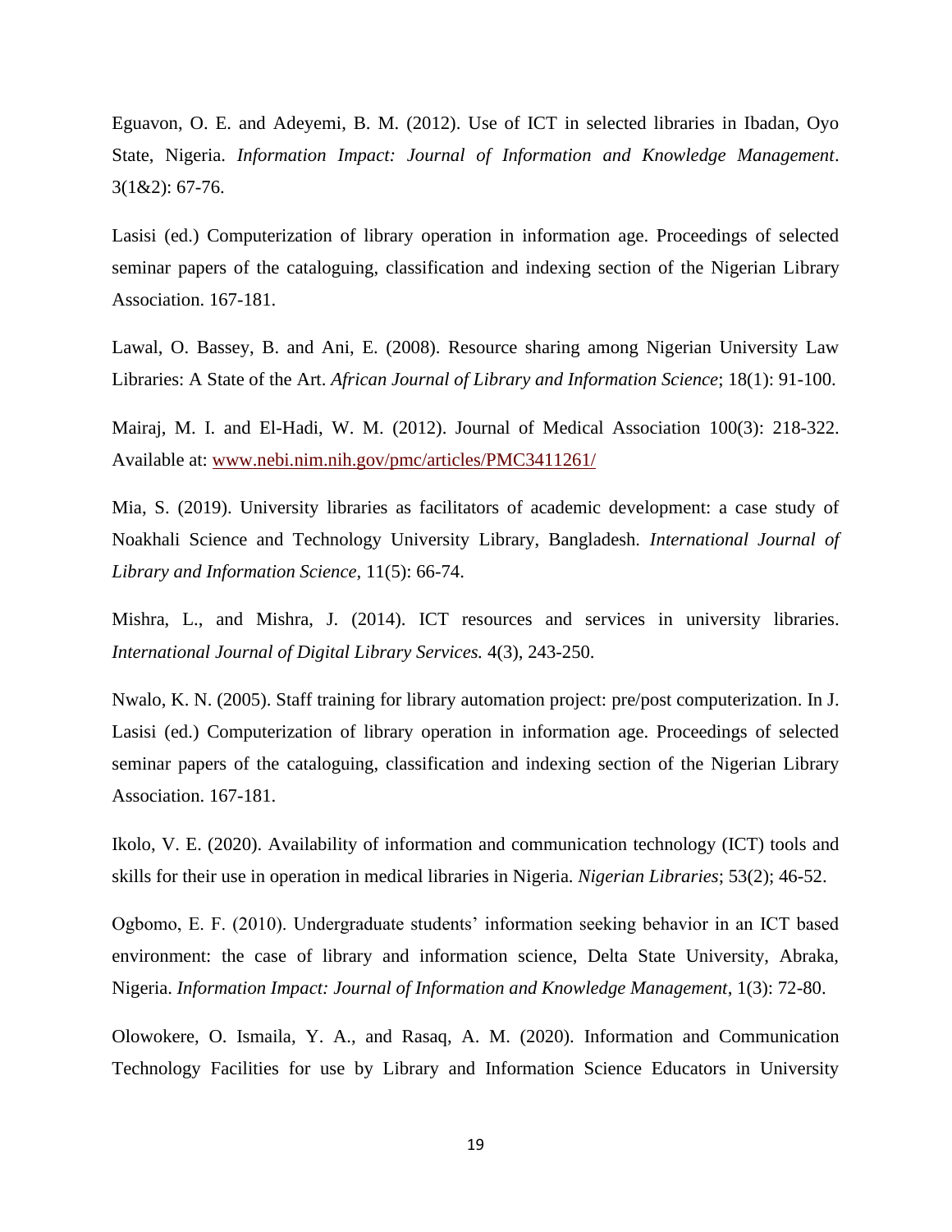Eguavon, O. E. and Adeyemi, B. M. (2012). Use of ICT in selected libraries in Ibadan, Oyo State, Nigeria. *Information Impact: Journal of Information and Knowledge Management*. 3(1&2): 67-76.

Lasisi (ed.) Computerization of library operation in information age. Proceedings of selected seminar papers of the cataloguing, classification and indexing section of the Nigerian Library Association. 167-181.

Lawal, O. Bassey, B. and Ani, E. (2008). Resource sharing among Nigerian University Law Libraries: A State of the Art. *African Journal of Library and Information Science*; 18(1): 91-100.

Mairaj, M. I. and El-Hadi, W. M. (2012). Journal of Medical Association 100(3): 218-322. Available at: [www.nebi.nim.nih.gov/pmc/articles/PMC3411261/](www.nebi.nim.nih.gov/pmc/articles/PMC3411261/)

Mia, S. (2019). University libraries as facilitators of academic development: a case study of Noakhali Science and Technology University Library, Bangladesh. *International Journal of Library and Information Science*, 11(5): 66-74.

Mishra, L., and Mishra, J. (2014). ICT resources and services in university libraries. *International Journal of Digital Library Services.* 4(3), 243-250.

Nwalo, K. N. (2005). Staff training for library automation project: pre/post computerization. In J. Lasisi (ed.) Computerization of library operation in information age. Proceedings of selected seminar papers of the cataloguing, classification and indexing section of the Nigerian Library Association. 167-181.

Ikolo, V. E. (2020). Availability of information and communication technology (ICT) tools and skills for their use in operation in medical libraries in Nigeria. *Nigerian Libraries*; 53(2); 46-52.

Ogbomo, E. F. (2010). Undergraduate students' information seeking behavior in an ICT based environment: the case of library and information science, Delta State University, Abraka, Nigeria. *Information Impact: Journal of Information and Knowledge Management*, 1(3): 72-80.

Olowokere, O. Ismaila, Y. A., and Rasaq, A. M. (2020). Information and Communication Technology Facilities for use by Library and Information Science Educators in University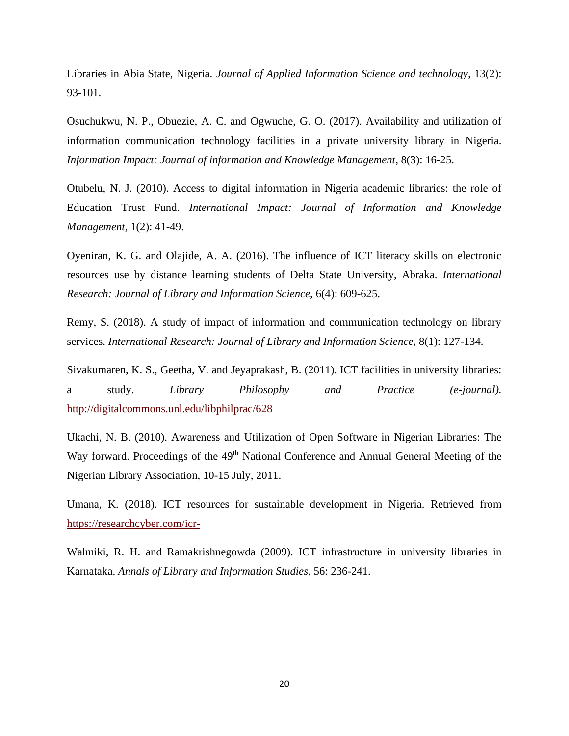Libraries in Abia State, Nigeria. *Journal of Applied Information Science and technology*, 13(2): 93-101.

Osuchukwu, N. P., Obuezie, A. C. and Ogwuche, G. O. (2017). Availability and utilization of information communication technology facilities in a private university library in Nigeria. *Information Impact: Journal of information and Knowledge Management*, 8(3): 16-25.

Otubelu, N. J. (2010). Access to digital information in Nigeria academic libraries: the role of Education Trust Fund. *International Impact: Journal of Information and Knowledge Management*, 1(2): 41-49.

Oyeniran, K. G. and Olajide, A. A. (2016). The influence of ICT literacy skills on electronic resources use by distance learning students of Delta State University, Abraka. *International Research: Journal of Library and Information Science*, 6(4): 609-625.

Remy, S. (2018). A study of impact of information and communication technology on library services. *International Research: Journal of Library and Information Science*, 8(1): 127-134.

Sivakumaren, K. S., Geetha, V. and Jeyaprakash, B. (2011). ICT facilities in university libraries: a study. *Library Philosophy and Practice (e-journal).* http://digitalcommons.unl.edu/libphilprac/628

Ukachi, N. B. (2010). Awareness and Utilization of Open Software in Nigerian Libraries: The Way forward. Proceedings of the 49th National Conference and Annual General Meeting of the Nigerian Library Association, 10-15 July, 2011.

Umana, K. (2018). ICT resources for sustainable development in Nigeria. Retrieved from https://researchcyber.com/icr-

Walmiki, R. H. and Ramakrishnegowda (2009). ICT infrastructure in university libraries in Karnataka. *Annals of Library and Information Studies*, 56: 236-241.